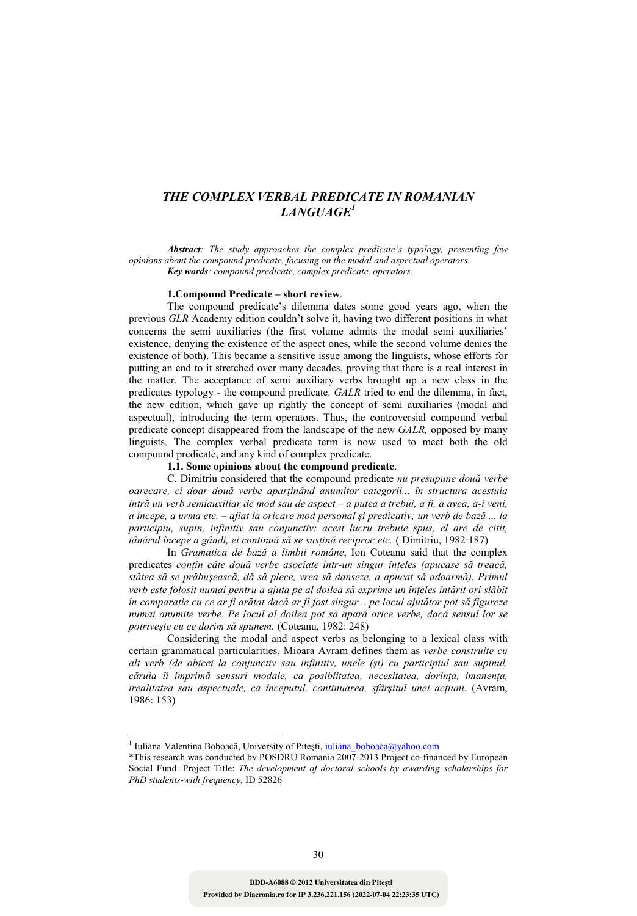# *THE COMPLEX VERBAL PREDICATE IN ROMANIAN LANGUAGE*[1]

***Abstract**: The study approaches the complex predicate's typology, presenting few opinions about the compound predicate, focusing on the modal and aspectual operators.*
***Key words**: compound predicate, complex predicate, operators.*

## 1.Compound Predicate – short review.

The compound predicate's dilemma dates some good years ago, when the previous *GLR* Academy edition couldn't solve it, having two different positions in what concerns the semi auxiliaries (the first volume admits the modal semi auxiliaries' existence, denying the existence of the aspect ones, while the second volume denies the existence of both). This became a sensitive issue among the linguists, whose efforts for putting an end to it stretched over many decades, proving that there is a real interest in the matter. The acceptance of semi auxiliary verbs brought up a new class in the predicates typology - the compound predicate. *GALR* tried to end the dilemma, in fact, the new edition, which gave up rightly the concept of semi auxiliaries (modal and aspectual), introducing the term operators. Thus, the controversial compound verbal predicate concept disappeared from the landscape of the new *GALR,* opposed by many linguists. The complex verbal predicate term is now used to meet both the old compound predicate, and any kind of complex predicate.

### 1.1. Some opinions about the compound predicate.

C. Dimitriu considered that the compound predicate *nu presupune două verbe oarecare, ci doar două verbe aparținând anumitor categorii... în structura acestuia intră un verb semiauxiliar de mod sau de aspect – a putea a trebui, a fi, a avea, a-i veni, a începe, a urma etc. – aflat la oricare mod personal şi predicativ; un verb de bază ... la participiu, supin, infinitiv sau conjunctiv: acest lucru trebuie spus, el are de citit, tânărul începe a gândi, ei continuă să se susțină reciproc etc.* ( Dimitriu, 1982:187)

In *Gramatica de bază a limbii române*, Ion Coteanu said that the complex predicates *conțin câte două verbe asociate într-un singur înțeles (apucase să treacă, stătea să se prăbuşească, dă să plece, vrea să danseze, a apucat să adoarmă). Primul verb este folosit numai pentru a ajuta pe al doilea să exprime un înțeles întărit ori slăbit în comparație cu ce ar fi arătat dacă ar fi fost singur... pe locul ajutător pot să figureze numai anumite verbe. Pe locul al doilea pot să apară orice verbe, dacă sensul lor se potriveşte cu ce dorim să spunem.* (Coteanu, 1982: 248)

Considering the modal and aspect verbs as belonging to a lexical class with certain grammatical particularities, Mioara Avram defines them as *verbe construite cu alt verb (de obicei la conjunctiv sau infinitiv, unele (şi) cu participiul sau supinul, căruia îi imprimă sensuri modale, ca posiblitatea, necesitatea, dorința, imanența, irealitatea sau aspectuale, ca începutul, continuarea, sfârşitul unei acțiuni.* (Avram, 1986: 153)

---

[1] Iuliana-Valentina Boboacă, University of Piteşti, iuliana_boboaca@yahoo.com

*This research was conducted by POSDRU Romania 2007-2013 Project co-financed by European Social Fund. Project Title: *The development of doctoral schools by awarding scholarships for PhD students-with frequency,* ID 52826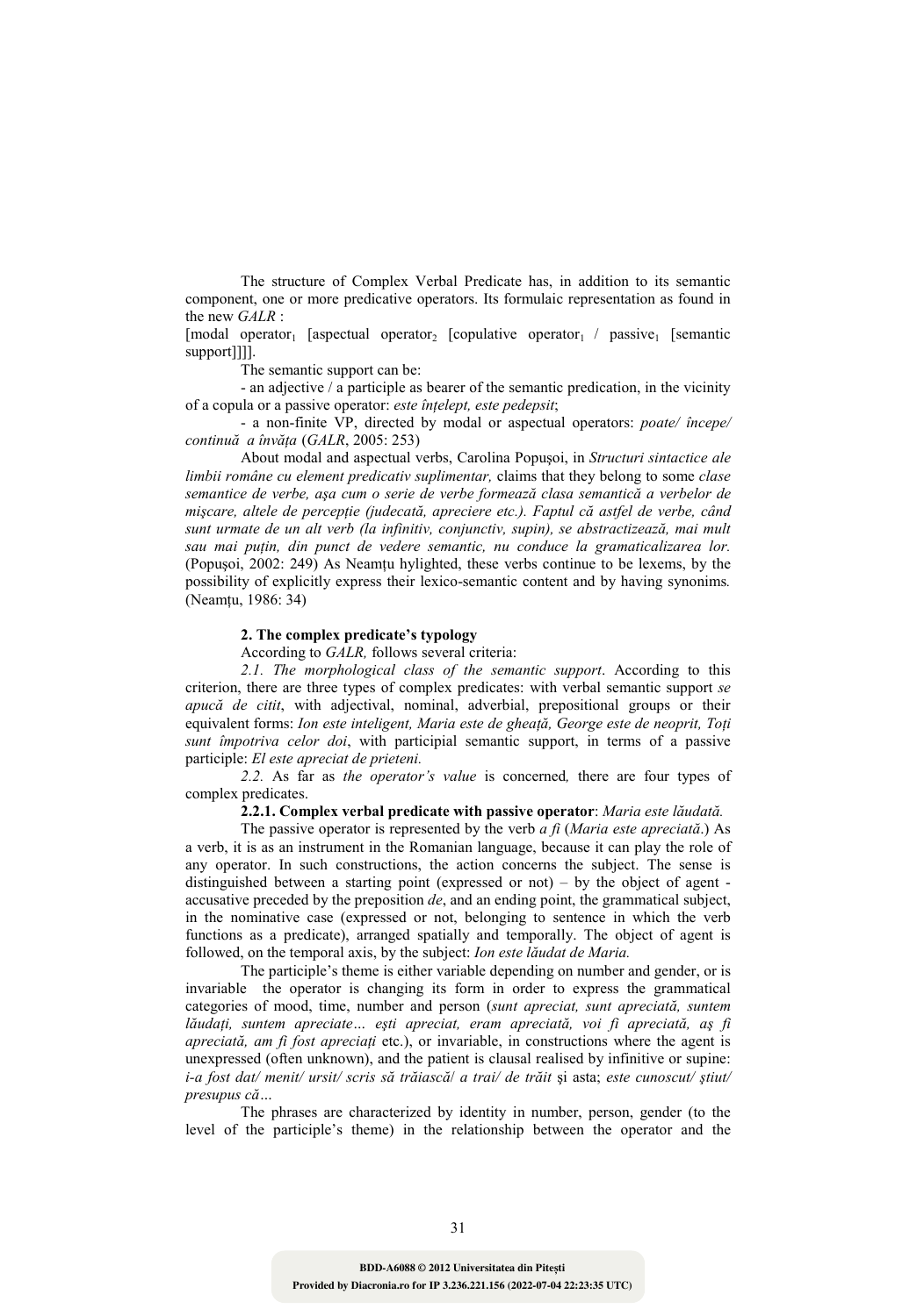The structure of Complex Verbal Predicate has, in addition to its semantic component, one or more predicative operators. Its formulaic representation as found in the new *GALR* :

[modal operator$_1$ [aspectual operator$_2$ [copulative operator$_1$ / passive$_1$ [semantic support]]]].

The semantic support can be:

- an adjective / a participle as bearer of the semantic predication, in the vicinity of a copula or a passive operator: *este înțelept, este pedepsit*;

- a non-finite VP, directed by modal or aspectual operators: *poate/ începe/ continuă a învăța* (*GALR*, 2005: 253)

About modal and aspectual verbs, Carolina Popușoi, in *Structuri sintactice ale limbii române cu element predicativ suplimentar,* claims that they belong to some *clase semantice de verbe, așa cum o serie de verbe formează clasa semantică a verbelor de mișcare, altele de percepție (judecată, apreciere etc.). Faptul că astfel de verbe, când sunt urmate de un alt verb (la infinitiv, conjunctiv, supin), se abstractizează, mai mult sau mai puțin, din punct de vedere semantic, nu conduce la gramaticalizarea lor.* (Popușoi, 2002: 249) As Neamțu hylighted, these verbs continue to be lexems, by the possibility of explicitly express their lexico-semantic content and by having synonims*.* (Neamțu, 1986: 34)

**2. The complex predicate's typology**

According to *GALR,* follows several criteria:

*2.1. The morphological class of the semantic support*. According to this criterion, there are three types of complex predicates: with verbal semantic support *se apucă de citit*, with adjectival, nominal, adverbial, prepositional groups or their equivalent forms: *Ion este inteligent, Maria este de gheață, George este de neoprit, Toți sunt împotriva celor doi*, with participial semantic support, in terms of a passive participle: *El este apreciat de prieteni.*

*2.2.* As far as *the operator's value* is concerned*,* there are four types of complex predicates.

**2.2.1. Complex verbal predicate with passive operator**: *Maria este lăudată.*

The passive operator is represented by the verb *a fi* (*Maria este apreciată*.) As a verb, it is as an instrument in the Romanian language, because it can play the role of any operator. In such constructions, the action concerns the subject. The sense is distinguished between a starting point (expressed or not) – by the object of agent - accusative preceded by the preposition *de*, and an ending point, the grammatical subject, in the nominative case (expressed or not, belonging to sentence in which the verb functions as a predicate), arranged spatially and temporally. The object of agent is followed, on the temporal axis, by the subject: *Ion este lăudat de Maria.*

The participle's theme is either variable depending on number and gender, or is invariable the operator is changing its form in order to express the grammatical categories of mood, time, number and person (*sunt apreciat, sunt apreciată, suntem lăudați, suntem apreciate… ești apreciat, eram apreciată, voi fi apreciată, aș fi apreciată, am fi fost apreciați* etc.), or invariable, in constructions where the agent is unexpressed (often unknown), and the patient is clausal realised by infinitive or supine: *i-a fost dat/ menit/ ursit/ scris să trăiască*/ *a trai/ de trăit* și asta; *este cunoscut/ știut/ presupus că…*

The phrases are characterized by identity in number, person, gender (to the level of the participle's theme) in the relationship between the operator and the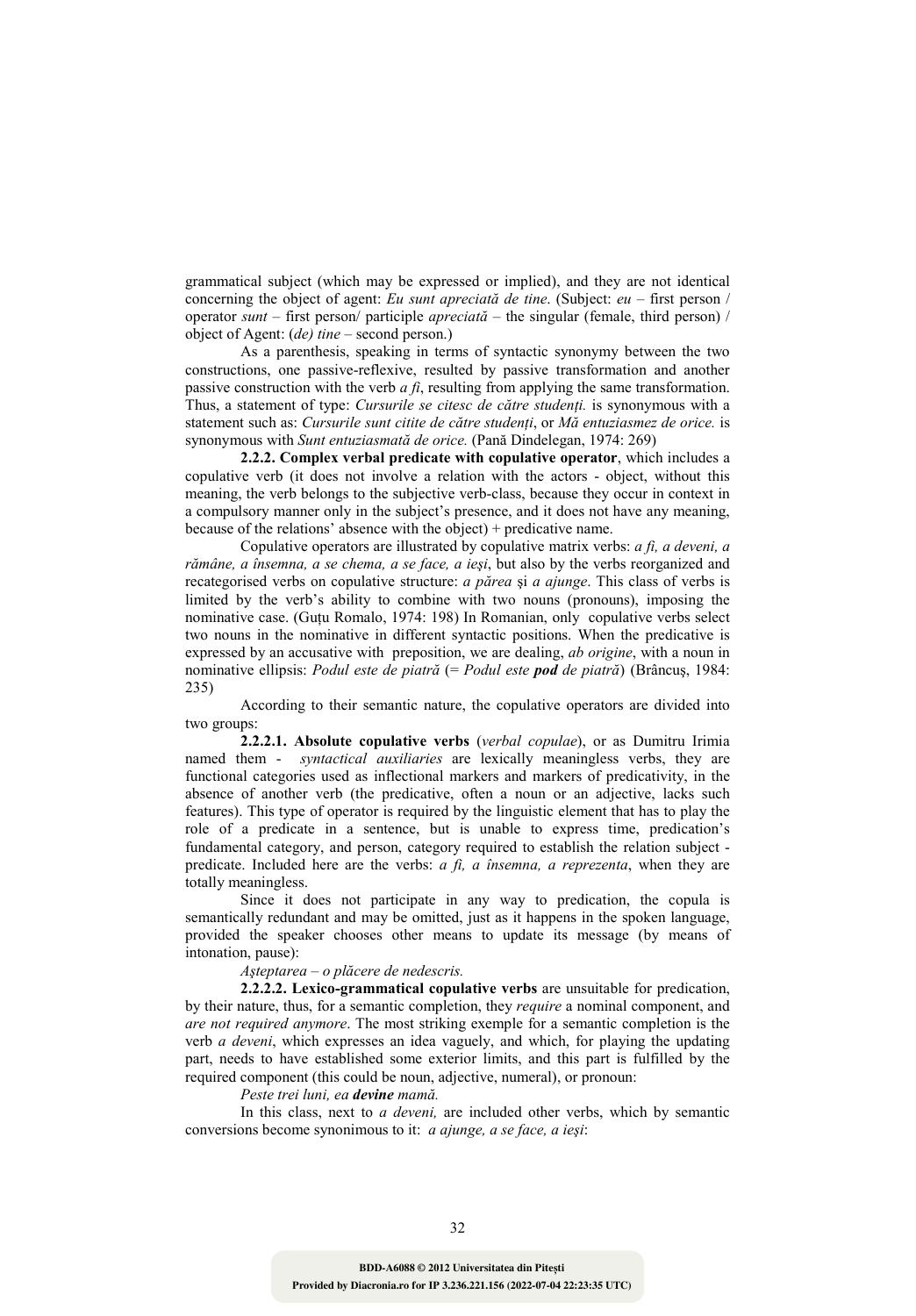grammatical subject (which may be expressed or implied), and they are not identical concerning the object of agent: *Eu sunt apreciată de tine*. (Subject: *eu* – first person / operator *sunt* – first person/ participle *apreciată* – the singular (female, third person) / object of Agent: (*de) tine* – second person.)

As a parenthesis, speaking in terms of syntactic synonymy between the two constructions, one passive-reflexive, resulted by passive transformation and another passive construction with the verb *a fi*, resulting from applying the same transformation. Thus, a statement of type: *Cursurile se citesc de către studenţi.* is synonymous with a statement such as: *Cursurile sunt citite de către studenţi*, or *Mă entuziasmez de orice.* is synonymous with *Sunt entuziasmată de orice.* (Pană Dindelegan, 1974: 269)

**2.2.2. Complex verbal predicate with copulative operator**, which includes a copulative verb (it does not involve a relation with the actors - object, without this meaning, the verb belongs to the subjective verb-class, because they occur in context in a compulsory manner only in the subject's presence, and it does not have any meaning, because of the relations' absence with the object) + predicative name.

Copulative operators are illustrated by copulative matrix verbs: *a fi, a deveni, a rămâne, a însemna, a se chema, a se face, a ieşi*, but also by the verbs reorganized and recategorised verbs on copulative structure: *a părea* şi *a ajunge*. This class of verbs is limited by the verb's ability to combine with two nouns (pronouns), imposing the nominative case. (Guţu Romalo, 1974: 198) In Romanian, only copulative verbs select two nouns in the nominative in different syntactic positions. When the predicative is expressed by an accusative with preposition, we are dealing, *ab origine*, with a noun in nominative ellipsis: *Podul este de piatră* (= *Podul este* ***pod*** *de piatră*) (Brâncuş, 1984: 235)

According to their semantic nature, the copulative operators are divided into two groups:

**2.2.2.1. Absolute copulative verbs** (*verbal copulae*), or as Dumitru Irimia named them - *syntactical auxiliaries* are lexically meaningless verbs, they are functional categories used as inflectional markers and markers of predicativity, in the absence of another verb (the predicative, often a noun or an adjective, lacks such features). This type of operator is required by the linguistic element that has to play the role of a predicate in a sentence, but is unable to express time, predication's fundamental category, and person, category required to establish the relation subject - predicate. Included here are the verbs: *a fi, a însemna, a reprezenta*, when they are totally meaningless.

Since it does not participate in any way to predication, the copula is semantically redundant and may be omitted, just as it happens in the spoken language, provided the speaker chooses other means to update its message (by means of intonation, pause):

*Aşteptarea – o plăcere de nedescris.*

**2.2.2.2. Lexico-grammatical copulative verbs** are unsuitable for predication, by their nature, thus, for a semantic completion, they *require* a nominal component, and *are not required anymore*. The most striking exemple for a semantic completion is the verb *a deveni*, which expresses an idea vaguely, and which, for playing the updating part, needs to have established some exterior limits, and this part is fulfilled by the required component (this could be noun, adjective, numeral), or pronoun:

*Peste trei luni, ea* ***devine*** *mamă.*

In this class, next to *a deveni,* are included other verbs, which by semantic conversions become synonimous to it: *a ajunge, a se face, a ieşi*: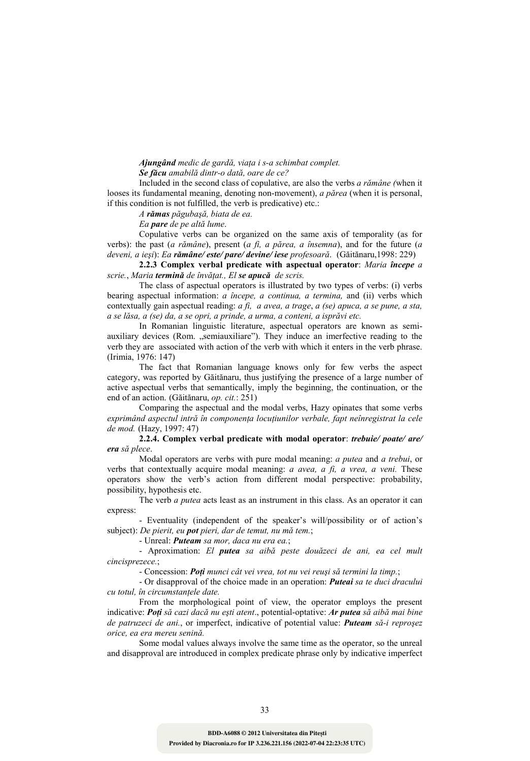***Ajungând** medic de gardă, viața i s-a schimbat complet.*

***Se făcu** amabilă dintr-o dată, oare de ce?*

Included in the second class of copulative, are also the verbs *a rămâne (*when it looses its fundamental meaning, denoting non-movement), *a părea* (when it is personal, if this condition is not fulfilled, the verb is predicative) etc.:

*A **rămas** păgubașă, biata de ea.*

*Ea **pare** de pe altă lume*.

Copulative verbs can be organized on the same axis of temporality (as for verbs): the past (*a rămâne*), present (*a fi, a părea, a însemna*), and for the future (*a deveni, a ieşi*): *Ea **rămâne/ este/ pare/ devine/ iese** profesoară*. (Găitănaru,1998: 229)

**2.2.3 Complex verbal predicate with aspectual operator**: *Maria **începe** a scrie.*, *Maria **termină** de învățat., El **se apucă** de scris.*

The class of aspectual operators is illustrated by two types of verbs: (i) verbs bearing aspectual information: *a începe, a continua, a termina,* and (ii) verbs which contextually gain aspectual reading: *a fi, a avea, a trage*, *a (se) apuca, a se pune, a sta, a se lăsa, a (se) da, a se opri, a prinde, a urma, a conteni, a isprăvi etc.*

In Romanian linguistic literature, aspectual operators are known as semi-auxiliary devices (Rom. „semiauxiliare"). They induce an imerfective reading to the verb they are associated with action of the verb with which it enters in the verb phrase. (Irimia, 1976: 147)

The fact that Romanian language knows only for few verbs the aspect category, was reported by Găitănaru, thus justifying the presence of a large number of active aspectual verbs that semantically, imply the beginning, the continuation, or the end of an action. (Găitănaru, *op. cit.*: 251)

Comparing the aspectual and the modal verbs, Hazy opinates that some verbs *exprimând aspectul intră în componența locuțiunilor verbale, fapt neînregistrat la cele de mod.* (Hazy, 1997: 47)

**2.2.4. Complex verbal predicate with modal operator**: ***trebuie/ poate/ are/ era** să plece*.

Modal operators are verbs with pure modal meaning: *a putea* and *a trebui*, or verbs that contextually acquire modal meaning: *a avea, a fi, a vrea, a veni.* These operators show the verb's action from different modal perspective: probability, possibility, hypothesis etc.

The verb *a putea* acts least as an instrument in this class. As an operator it can express:

- Eventuality (independent of the speaker's will/possibility or of action's subject): *De pierit, eu **pot** pieri, dar de temut, nu mă tem.*;

- Unreal: ***Puteam** sa mor, daca nu era ea.*;

- Aproximation: *El **putea** sa aibă peste douăzeci de ani, ea cel mult cincisprezece.*;

- Concession: ***Poți** munci cât vei vrea, tot nu vei reuşi să termini la timp.*;

- Or disapproval of the choice made in an operation: ***Puteai** sa te duci dracului cu totul, în circumstanțele date.*

From the morphological point of view, the operator employs the present indicative: ***Poți** să cazi dacă nu ești atent*., potential-optative: ***Ar putea** să aibă mai bine de patruzeci de ani.*, or imperfect, indicative of potential value: ***Puteam** să-i reproşez orice, ea era mereu senină.*

Some modal values always involve the same time as the operator, so the unreal and disapproval are introduced in complex predicate phrase only by indicative imperfect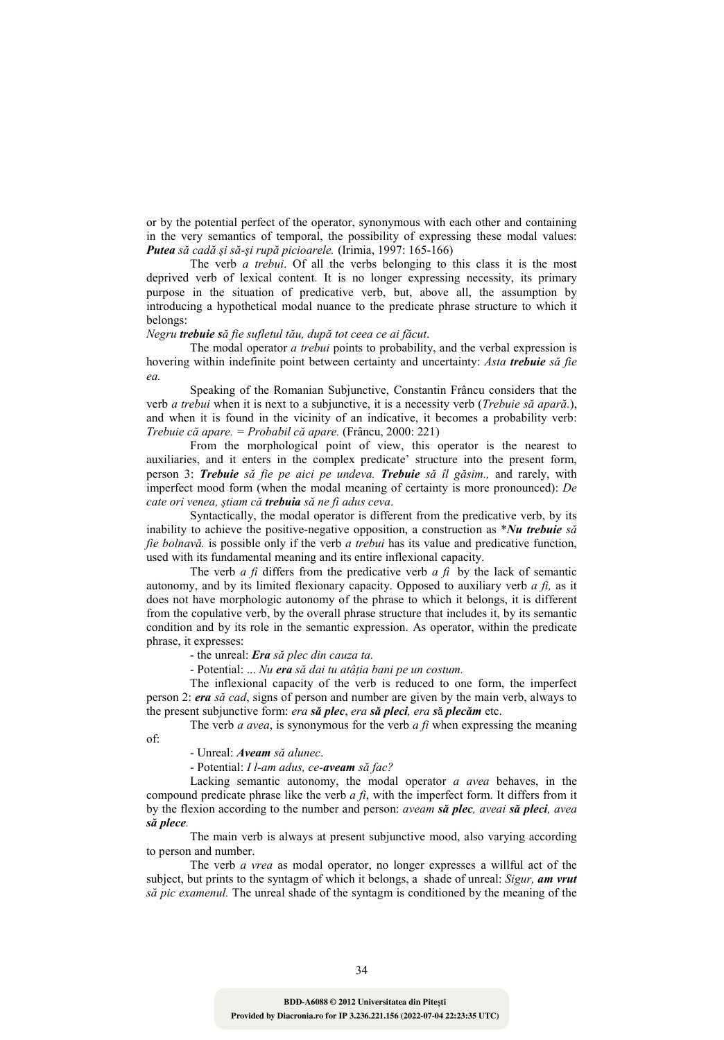or by the potential perfect of the operator, synonymous with each other and containing in the very semantics of temporal, the possibility of expressing these modal values: ***Putea*** *să cadă şi să-şi rupă picioarele.* (Irimia, 1997: 165-166)

The verb *a trebui*. Of all the verbs belonging to this class it is the most deprived verb of lexical content. It is no longer expressing necessity, its primary purpose in the situation of predicative verb, but, above all, the assumption by introducing a hypothetical modal nuance to the predicate phrase structure to which it belongs:

*Negru **trebuie s**ă fie sufletul tău, după tot ceea ce ai făcut*.

The modal operator *a trebui* points to probability, and the verbal expression is hovering within indefinite point between certainty and uncertainty: *Asta **trebuie** să fie ea.*

Speaking of the Romanian Subjunctive, Constantin Frâncu considers that the verb *a trebui* when it is next to a subjunctive, it is a necessity verb (*Trebuie să apară.*), and when it is found in the vicinity of an indicative, it becomes a probability verb: *Trebuie că apare. = Probabil că apare.* (Frâncu, 2000: 221)

From the morphological point of view, this operator is the nearest to auxiliaries, and it enters in the complex predicate' structure into the present form, person 3: ***Trebuie*** *să fie pe aici pe undeva.* ***Trebuie*** *să îl găsim.,* and rarely, with imperfect mood form (when the modal meaning of certainty is more pronounced): *De cate ori venea, ştiam că **trebuia** să ne fi adus ceva*.

Syntactically, the modal operator is different from the predicative verb, by its inability to achieve the positive-negative opposition, a construction as \****Nu trebuie*** *să fie bolnavă.* is possible only if the verb *a trebui* has its value and predicative function, used with its fundamental meaning and its entire inflexional capacity.

The verb *a fi* differs from the predicative verb *a fi* by the lack of semantic autonomy, and by its limited flexionary capacity. Opposed to auxiliary verb *a fi,* as it does not have morphologic autonomy of the phrase to which it belongs, it is different from the copulative verb, by the overall phrase structure that includes it, by its semantic condition and by its role in the semantic expression. As operator, within the predicate phrase, it expresses:

- the unreal: ***Era*** *să plec din cauza ta.*
- Potential: *... Nu **era** să dai tu atâția bani pe un costum.*

The inflexional capacity of the verb is reduced to one form, the imperfect person 2: ***era*** *să cad*, signs of person and number are given by the main verb, always to the present subjunctive form: *era **să plec***, *era **să pleci**, era **s**ă **plecăm*** etc.

The verb *a avea*, is synonymous for the verb *a fi* when expressing the meaning of:

- Unreal: ***Aveam*** *să alunec*.
- Potential: *I l-am adus, ce-**aveam** să fac?*

Lacking semantic autonomy, the modal operator *a avea* behaves, in the compound predicate phrase like the verb *a fi*, with the imperfect form. It differs from it by the flexion according to the number and person: *aveam **să plec**, aveai **să pleci**, avea **să plece**.*

The main verb is always at present subjunctive mood, also varying according to person and number.

The verb *a vrea* as modal operator, no longer expresses a willful act of the subject, but prints to the syntagm of which it belongs, a shade of unreal: *Sigur, **am vrut** să pic examenul.* The unreal shade of the syntagm is conditioned by the meaning of the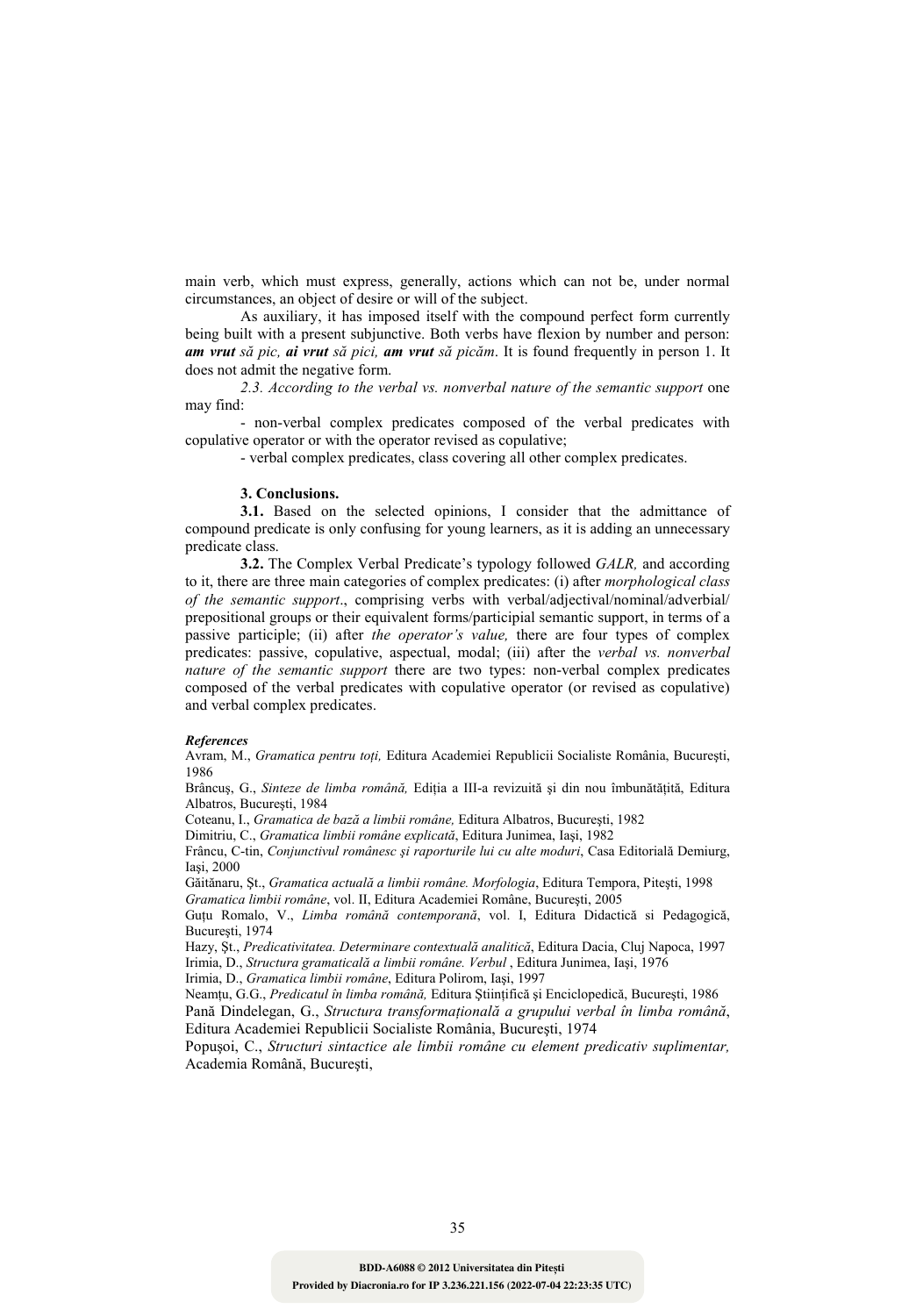main verb, which must express, generally, actions which can not be, under normal circumstances, an object of desire or will of the subject.

As auxiliary, it has imposed itself with the compound perfect form currently being built with a present subjunctive. Both verbs have flexion by number and person: ***am vrut*** *să pic,* ***ai vrut*** *să pici,* ***am vrut*** *să picăm*. It is found frequently in person 1. It does not admit the negative form.

*2.3. According to the verbal vs. nonverbal nature of the semantic support* one may find:

- non-verbal complex predicates composed of the verbal predicates with copulative operator or with the operator revised as copulative;
- verbal complex predicates, class covering all other complex predicates.

**3. Conclusions.**

**3.1.** Based on the selected opinions, I consider that the admittance of compound predicate is only confusing for young learners, as it is adding an unnecessary predicate class.

**3.2.** The Complex Verbal Predicate's typology followed *GALR,* and according to it, there are three main categories of complex predicates: (i) after *morphological class of the semantic support*., comprising verbs with verbal/adjectival/nominal/adverbial/ prepositional groups or their equivalent forms/participial semantic support, in terms of a passive participle; (ii) after *the operator's value,* there are four types of complex predicates: passive, copulative, aspectual, modal; (iii) after the *verbal vs. nonverbal nature of the semantic support* there are two types: non-verbal complex predicates composed of the verbal predicates with copulative operator (or revised as copulative) and verbal complex predicates.

***References***

Avram, M., *Gramatica pentru toți,* Editura Academiei Republicii Socialiste România, București, 1986

Brâncuş, G., *Sinteze de limba română,* Ediția a III-a revizuită şi din nou îmbunătățită, Editura Albatros, Bucureşti, 1984

Coteanu, I., *Gramatica de bază a limbii române,* Editura Albatros, Bucureşti, 1982

Dimitriu, C., *Gramatica limbii române explicată*, Editura Junimea, Iaşi, 1982

Frâncu, C-tin, *Conjunctivul românesc şi raporturile lui cu alte moduri*, Casa Editorială Demiurg, Iaşi, 2000

Găitănaru, Şt., *Gramatica actuală a limbii române. Morfologia*, Editura Tempora, Piteşti, 1998

*Gramatica limbii române*, vol. II, Editura Academiei Române, Bucureşti, 2005

Guțu Romalo, V., *Limba română contemporană*, vol. I, Editura Didactică si Pedagogică, Bucureşti, 1974

Hazy, Şt., *Predicativitatea. Determinare contextuală analitică*, Editura Dacia, Cluj Napoca, 1997

Irimia, D., *Structura gramaticală a limbii române. Verbul* , Editura Junimea, Iaşi, 1976

Irimia, D., *Gramatica limbii române*, Editura Polirom, Iaşi, 1997

Neamțu, G.G., *Predicatul în limba română,* Editura Ştiințifică şi Enciclopedică, Bucureşti, 1986

Pană Dindelegan, G., *Structura transformațională a grupului verbal în limba română*, Editura Academiei Republicii Socialiste România, Bucureşti, 1974

Popuşoi, C., *Structuri sintactice ale limbii române cu element predicativ suplimentar,* Academia Română, Bucureşti,